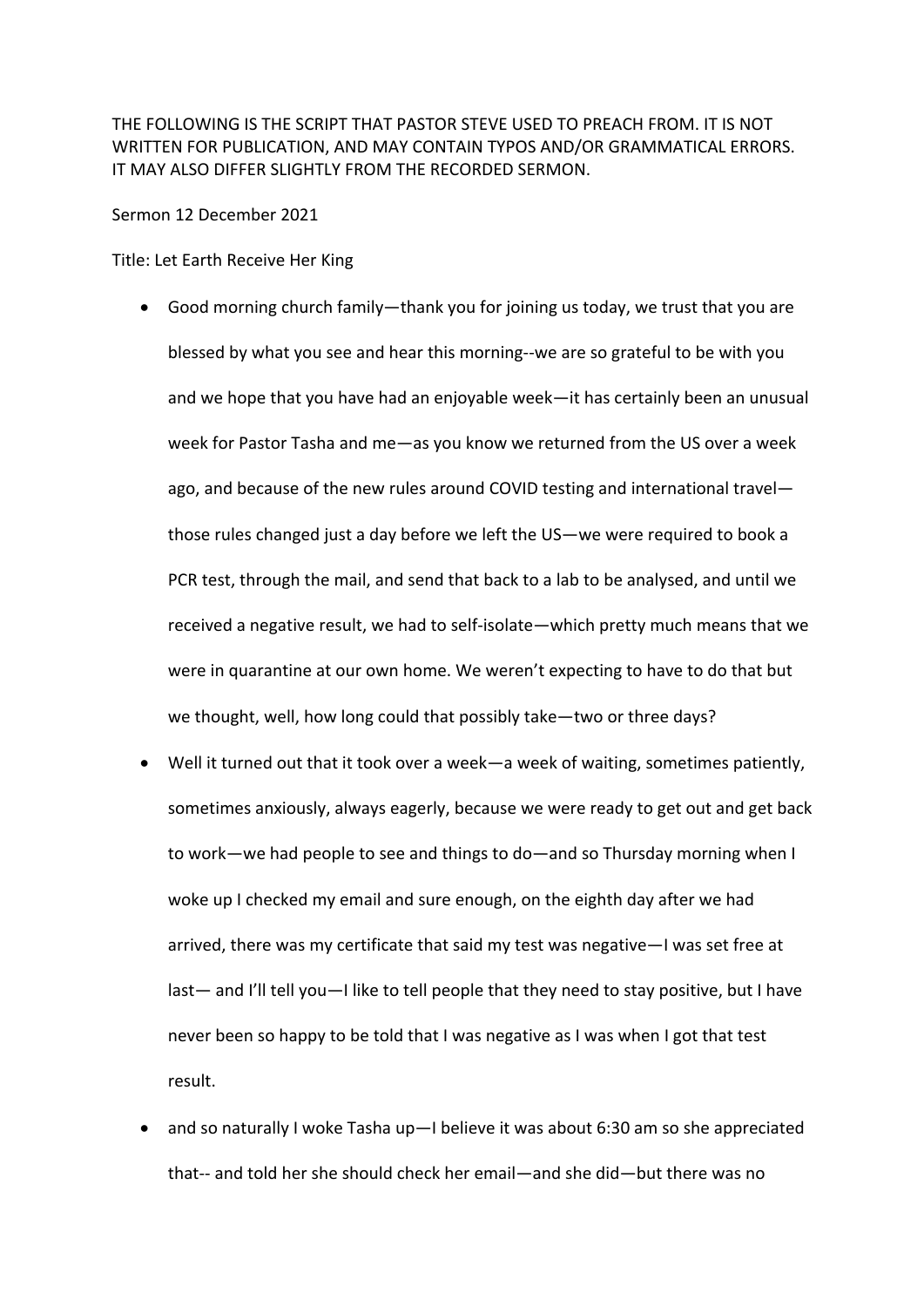THE FOLLOWING IS THE SCRIPT THAT PASTOR STEVE USED TO PREACH FROM. IT IS NOT WRITTEN FOR PUBLICATION, AND MAY CONTAIN TYPOS AND/OR GRAMMATICAL ERRORS. IT MAY ALSO DIFFER SLIGHTLY FROM THE RECORDED SERMON.

Sermon 12 December 2021

Title: Let Earth Receive Her King

- Good morning church family—thank you for joining us today, we trust that you are blessed by what you see and hear this morning--we are so grateful to be with you and we hope that you have had an enjoyable week—it has certainly been an unusual week for Pastor Tasha and me—as you know we returned from the US over a week ago, and because of the new rules around COVID testing and international travel—those rules changed just a day before we left the US—we were required to book a PCR test, through the mail, and send that back to a lab to be analysed, and until we received a negative result, we had to self-isolate—which pretty much means that we were in quarantine at our own home. We weren't expecting to have to do that but we thought, well, how long could that possibly take—two or three days?
- Well it turned out that it took over a week—a week of waiting, sometimes patiently, sometimes anxiously, always eagerly, because we were ready to get out and get back to work—we had people to see and things to do—and so Thursday morning when I woke up I checked my email and sure enough, on the eighth day after we had arrived, there was my certificate that said my test was negative—I was set free at last— and I'll tell you—I like to tell people that they need to stay positive, but I have never been so happy to be told that I was negative as I was when I got that test result.
- and so naturally I woke Tasha up—I believe it was about 6:30 am so she appreciated that-- and told her she should check her email—and she did—but there was no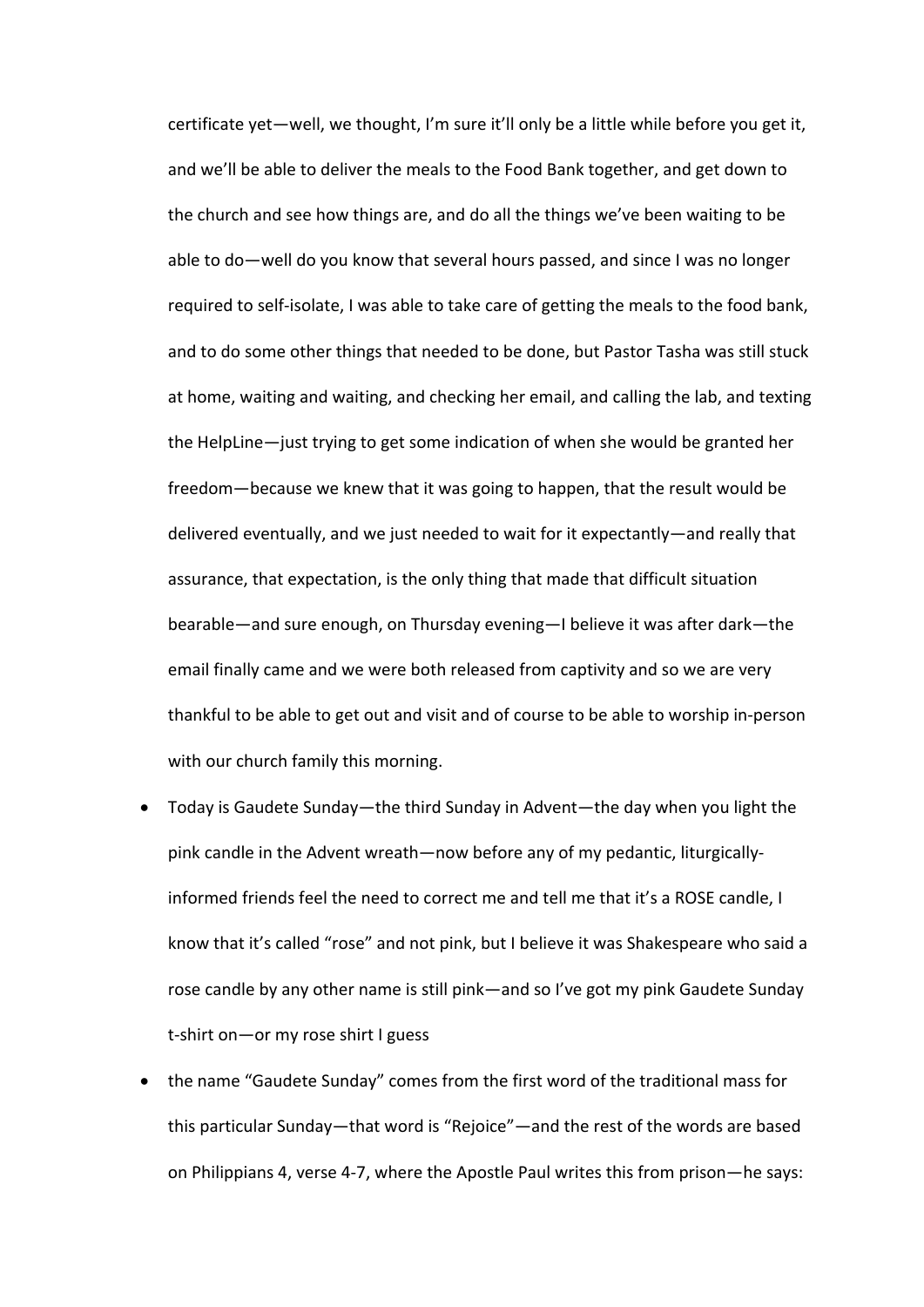certificate yet—well, we thought, I'm sure it'll only be a little while before you get it, and we'll be able to deliver the meals to the Food Bank together, and get down to the church and see how things are, and do all the things we've been waiting to be able to do—well do you know that several hours passed, and since I was no longer required to self-isolate, I was able to take care of getting the meals to the food bank, and to do some other things that needed to be done, but Pastor Tasha was still stuck at home, waiting and waiting, and checking her email, and calling the lab, and texting the HelpLine—just trying to get some indication of when she would be granted her freedom—because we knew that it was going to happen, that the result would be delivered eventually, and we just needed to wait for it expectantly—and really that assurance, that expectation, is the only thing that made that difficult situation bearable—and sure enough, on Thursday evening—I believe it was after dark—the email finally came and we were both released from captivity and so we are very thankful to be able to get out and visit and of course to be able to worship in-person with our church family this morning.

- Today is Gaudete Sunday—the third Sunday in Advent—the day when you light the pink candle in the Advent wreath—now before any of my pedantic, liturgically-informed friends feel the need to correct me and tell me that it's a ROSE candle, I know that it's called "rose" and not pink, but I believe it was Shakespeare who said a rose candle by any other name is still pink—and so I've got my pink Gaudete Sunday t-shirt on—or my rose shirt I guess
- the name "Gaudete Sunday" comes from the first word of the traditional mass for this particular Sunday—that word is "Rejoice"—and the rest of the words are based on Philippians 4, verse 4-7, where the Apostle Paul writes this from prison—he says: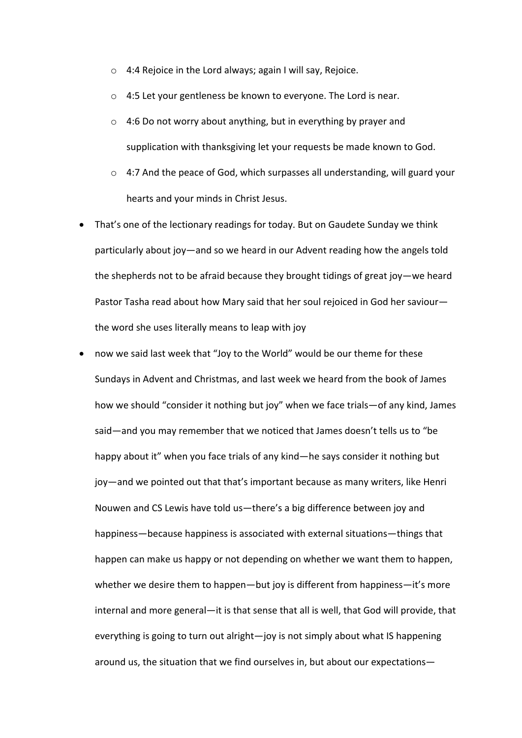- 4:4 Rejoice in the Lord always; again I will say, Rejoice.
  - 4:5 Let your gentleness be known to everyone. The Lord is near.
  - 4:6 Do not worry about anything, but in everything by prayer and supplication with thanksgiving let your requests be made known to God.
  - 4:7 And the peace of God, which surpasses all understanding, will guard your hearts and your minds in Christ Jesus.
- That's one of the lectionary readings for today. But on Gaudete Sunday we think particularly about joy—and so we heard in our Advent reading how the angels told the shepherds not to be afraid because they brought tidings of great joy—we heard Pastor Tasha read about how Mary said that her soul rejoiced in God her saviour—the word she uses literally means to leap with joy
- now we said last week that "Joy to the World" would be our theme for these Sundays in Advent and Christmas, and last week we heard from the book of James how we should "consider it nothing but joy" when we face trials—of any kind, James said—and you may remember that we noticed that James doesn't tells us to "be happy about it" when you face trials of any kind—he says consider it nothing but joy—and we pointed out that that's important because as many writers, like Henri Nouwen and CS Lewis have told us—there's a big difference between joy and happiness—because happiness is associated with external situations—things that happen can make us happy or not depending on whether we want them to happen, whether we desire them to happen—but joy is different from happiness—it's more internal and more general—it is that sense that all is well, that God will provide, that everything is going to turn out alright—joy is not simply about what IS happening around us, the situation that we find ourselves in, but about our expectations—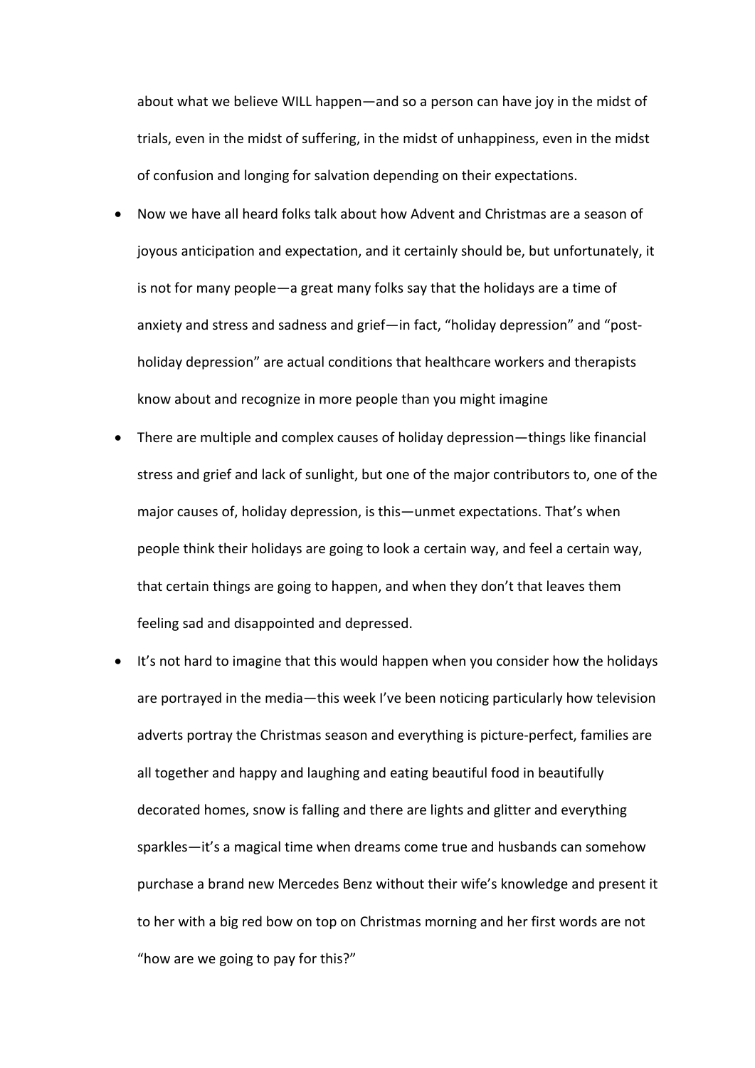about what we believe WILL happen—and so a person can have joy in the midst of trials, even in the midst of suffering, in the midst of unhappiness, even in the midst of confusion and longing for salvation depending on their expectations.

- Now we have all heard folks talk about how Advent and Christmas are a season of joyous anticipation and expectation, and it certainly should be, but unfortunately, it is not for many people—a great many folks say that the holidays are a time of anxiety and stress and sadness and grief—in fact, "holiday depression" and "post-holiday depression" are actual conditions that healthcare workers and therapists know about and recognize in more people than you might imagine
- There are multiple and complex causes of holiday depression—things like financial stress and grief and lack of sunlight, but one of the major contributors to, one of the major causes of, holiday depression, is this—unmet expectations. That's when people think their holidays are going to look a certain way, and feel a certain way, that certain things are going to happen, and when they don't that leaves them feeling sad and disappointed and depressed.
- It's not hard to imagine that this would happen when you consider how the holidays are portrayed in the media—this week I've been noticing particularly how television adverts portray the Christmas season and everything is picture-perfect, families are all together and happy and laughing and eating beautiful food in beautifully decorated homes, snow is falling and there are lights and glitter and everything sparkles—it's a magical time when dreams come true and husbands can somehow purchase a brand new Mercedes Benz without their wife's knowledge and present it to her with a big red bow on top on Christmas morning and her first words are not "how are we going to pay for this?"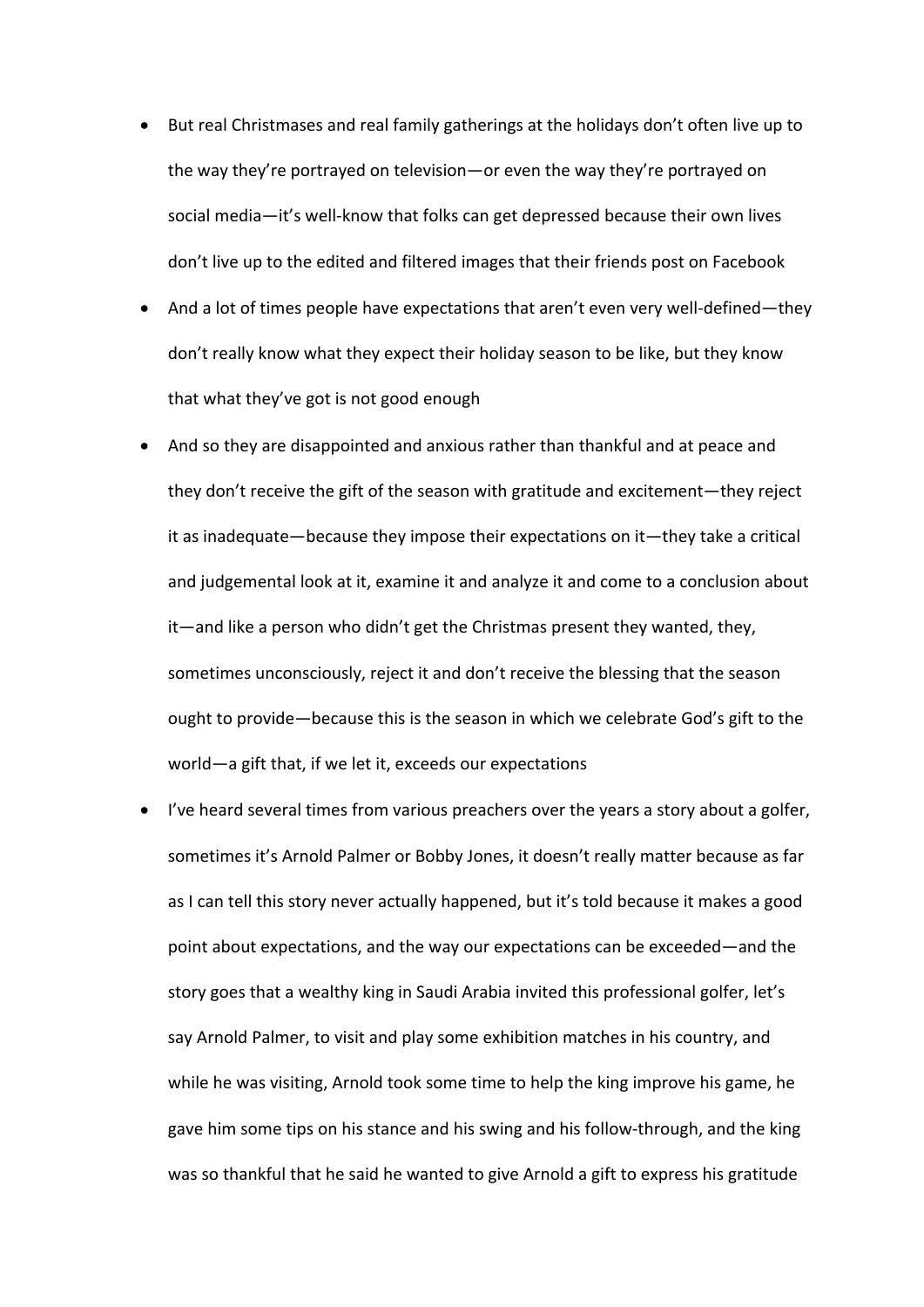- But real Christmases and real family gatherings at the holidays don't often live up to the way they're portrayed on television—or even the way they're portrayed on social media—it's well-know that folks can get depressed because their own lives don't live up to the edited and filtered images that their friends post on Facebook
- And a lot of times people have expectations that aren't even very well-defined—they don't really know what they expect their holiday season to be like, but they know that what they've got is not good enough
- And so they are disappointed and anxious rather than thankful and at peace and they don't receive the gift of the season with gratitude and excitement—they reject it as inadequate—because they impose their expectations on it—they take a critical and judgemental look at it, examine it and analyze it and come to a conclusion about it—and like a person who didn't get the Christmas present they wanted, they, sometimes unconsciously, reject it and don't receive the blessing that the season ought to provide—because this is the season in which we celebrate God's gift to the world—a gift that, if we let it, exceeds our expectations
- I've heard several times from various preachers over the years a story about a golfer, sometimes it's Arnold Palmer or Bobby Jones, it doesn't really matter because as far as I can tell this story never actually happened, but it's told because it makes a good point about expectations, and the way our expectations can be exceeded—and the story goes that a wealthy king in Saudi Arabia invited this professional golfer, let's say Arnold Palmer, to visit and play some exhibition matches in his country, and while he was visiting, Arnold took some time to help the king improve his game, he gave him some tips on his stance and his swing and his follow-through, and the king was so thankful that he said he wanted to give Arnold a gift to express his gratitude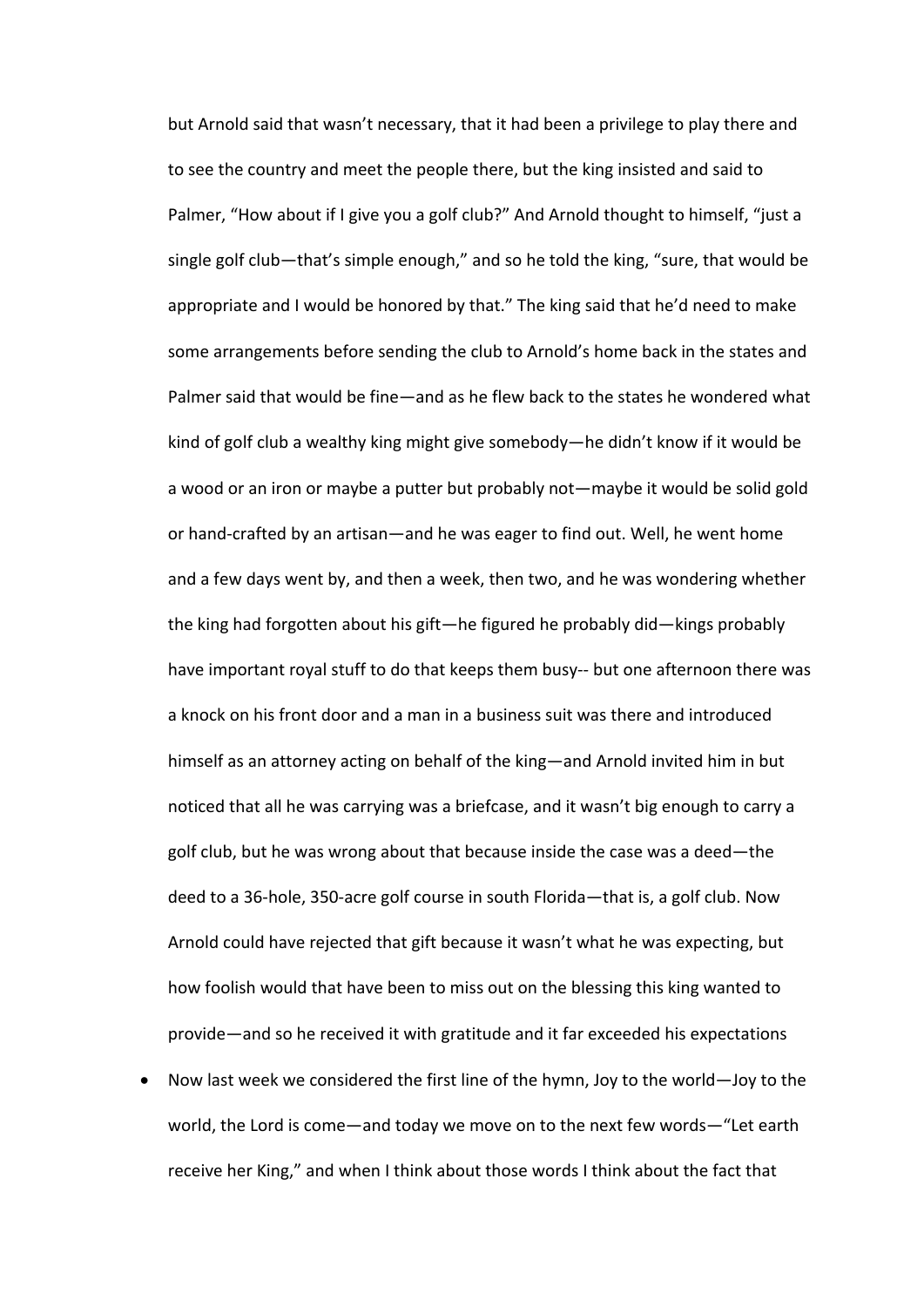but Arnold said that wasn't necessary, that it had been a privilege to play there and to see the country and meet the people there, but the king insisted and said to Palmer, "How about if I give you a golf club?" And Arnold thought to himself, "just a single golf club—that's simple enough," and so he told the king, "sure, that would be appropriate and I would be honored by that." The king said that he'd need to make some arrangements before sending the club to Arnold's home back in the states and Palmer said that would be fine—and as he flew back to the states he wondered what kind of golf club a wealthy king might give somebody—he didn't know if it would be a wood or an iron or maybe a putter but probably not—maybe it would be solid gold or hand-crafted by an artisan—and he was eager to find out. Well, he went home and a few days went by, and then a week, then two, and he was wondering whether the king had forgotten about his gift—he figured he probably did—kings probably have important royal stuff to do that keeps them busy-- but one afternoon there was a knock on his front door and a man in a business suit was there and introduced himself as an attorney acting on behalf of the king—and Arnold invited him in but noticed that all he was carrying was a briefcase, and it wasn't big enough to carry a golf club, but he was wrong about that because inside the case was a deed—the deed to a 36-hole, 350-acre golf course in south Florida—that is, a golf club. Now Arnold could have rejected that gift because it wasn't what he was expecting, but how foolish would that have been to miss out on the blessing this king wanted to provide—and so he received it with gratitude and it far exceeded his expectations

- Now last week we considered the first line of the hymn, Joy to the world—Joy to the world, the Lord is come—and today we move on to the next few words—"Let earth receive her King," and when I think about those words I think about the fact that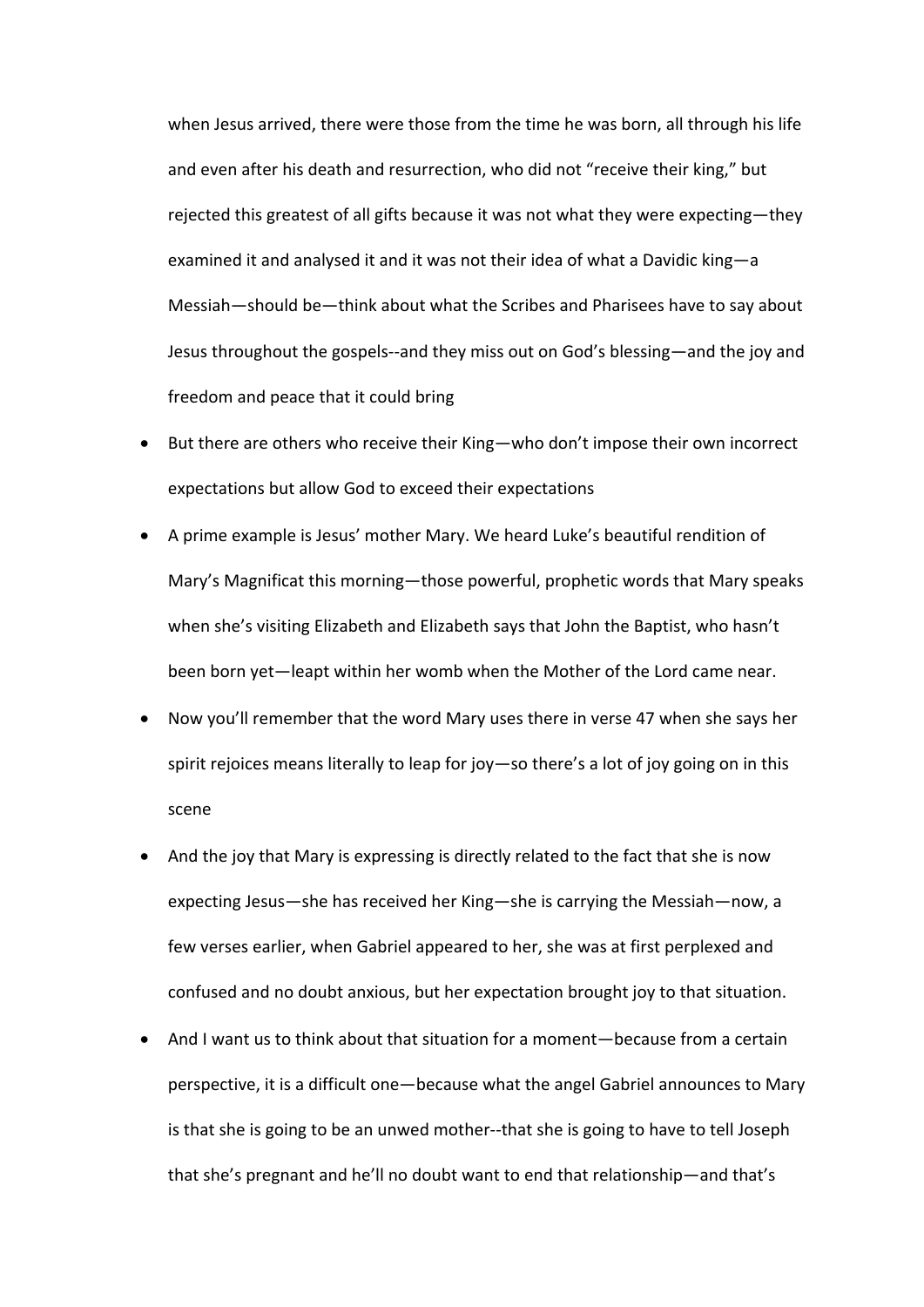when Jesus arrived, there were those from the time he was born, all through his life and even after his death and resurrection, who did not "receive their king," but rejected this greatest of all gifts because it was not what they were expecting—they examined it and analysed it and it was not their idea of what a Davidic king—a Messiah—should be—think about what the Scribes and Pharisees have to say about Jesus throughout the gospels--and they miss out on God's blessing—and the joy and freedom and peace that it could bring

- But there are others who receive their King—who don't impose their own incorrect expectations but allow God to exceed their expectations
- A prime example is Jesus' mother Mary. We heard Luke's beautiful rendition of Mary's Magnificat this morning—those powerful, prophetic words that Mary speaks when she's visiting Elizabeth and Elizabeth says that John the Baptist, who hasn't been born yet—leapt within her womb when the Mother of the Lord came near.
- Now you'll remember that the word Mary uses there in verse 47 when she says her spirit rejoices means literally to leap for joy—so there's a lot of joy going on in this scene
- And the joy that Mary is expressing is directly related to the fact that she is now expecting Jesus—she has received her King—she is carrying the Messiah—now, a few verses earlier, when Gabriel appeared to her, she was at first perplexed and confused and no doubt anxious, but her expectation brought joy to that situation.
- And I want us to think about that situation for a moment—because from a certain perspective, it is a difficult one—because what the angel Gabriel announces to Mary is that she is going to be an unwed mother--that she is going to have to tell Joseph that she's pregnant and he'll no doubt want to end that relationship—and that's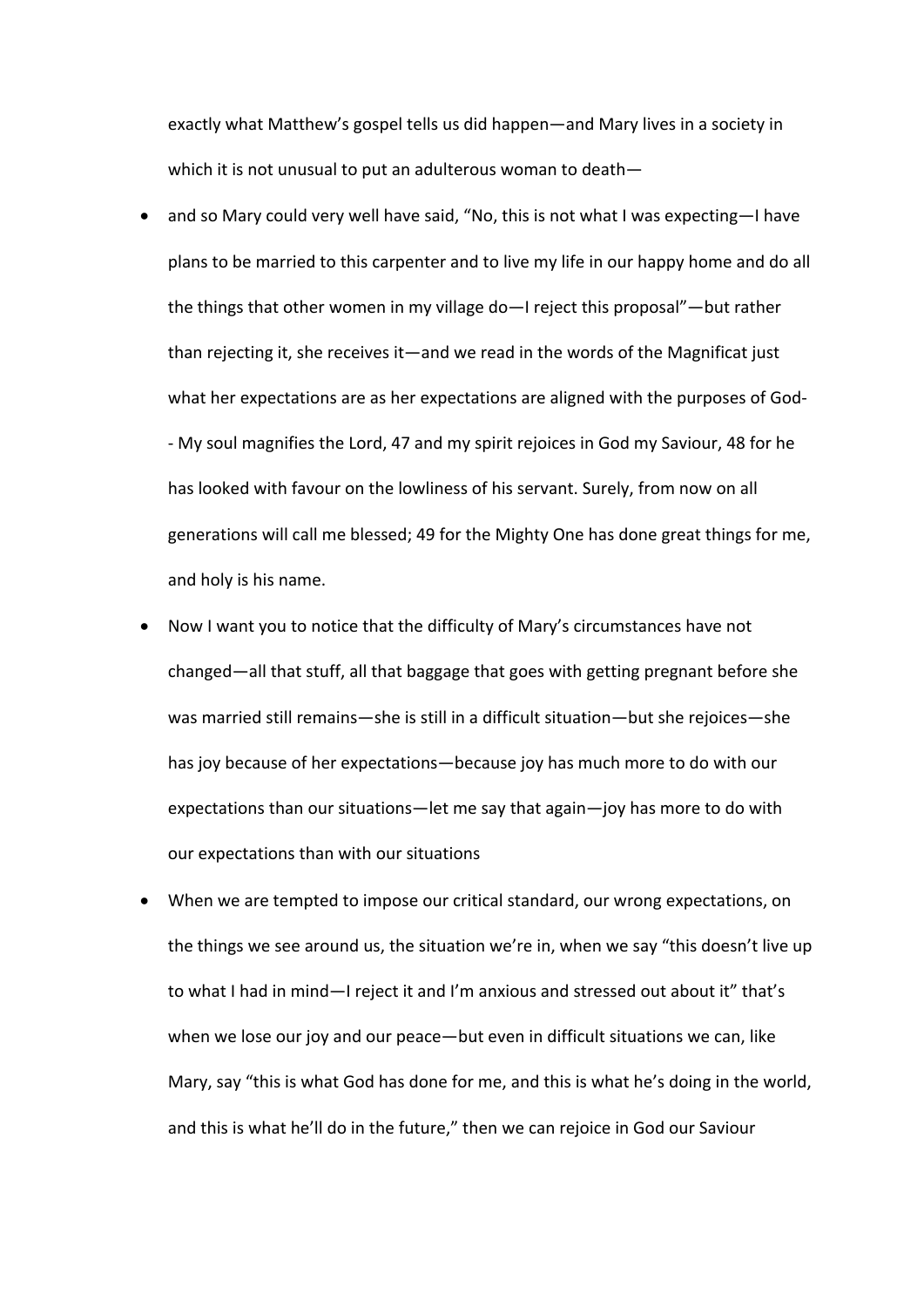exactly what Matthew's gospel tells us did happen—and Mary lives in a society in which it is not unusual to put an adulterous woman to death—

- and so Mary could very well have said, "No, this is not what I was expecting—I have plans to be married to this carpenter and to live my life in our happy home and do all the things that other women in my village do—I reject this proposal"—but rather than rejecting it, she receives it—and we read in the words of the Magnificat just what her expectations are as her expectations are aligned with the purposes of God-- My soul magnifies the Lord, 47 and my spirit rejoices in God my Saviour, 48 for he has looked with favour on the lowliness of his servant. Surely, from now on all generations will call me blessed; 49 for the Mighty One has done great things for me, and holy is his name.
- Now I want you to notice that the difficulty of Mary's circumstances have not changed—all that stuff, all that baggage that goes with getting pregnant before she was married still remains—she is still in a difficult situation—but she rejoices—she has joy because of her expectations—because joy has much more to do with our expectations than our situations—let me say that again—joy has more to do with our expectations than with our situations
- When we are tempted to impose our critical standard, our wrong expectations, on the things we see around us, the situation we're in, when we say "this doesn't live up to what I had in mind—I reject it and I'm anxious and stressed out about it" that's when we lose our joy and our peace—but even in difficult situations we can, like Mary, say "this is what God has done for me, and this is what he's doing in the world, and this is what he'll do in the future," then we can rejoice in God our Saviour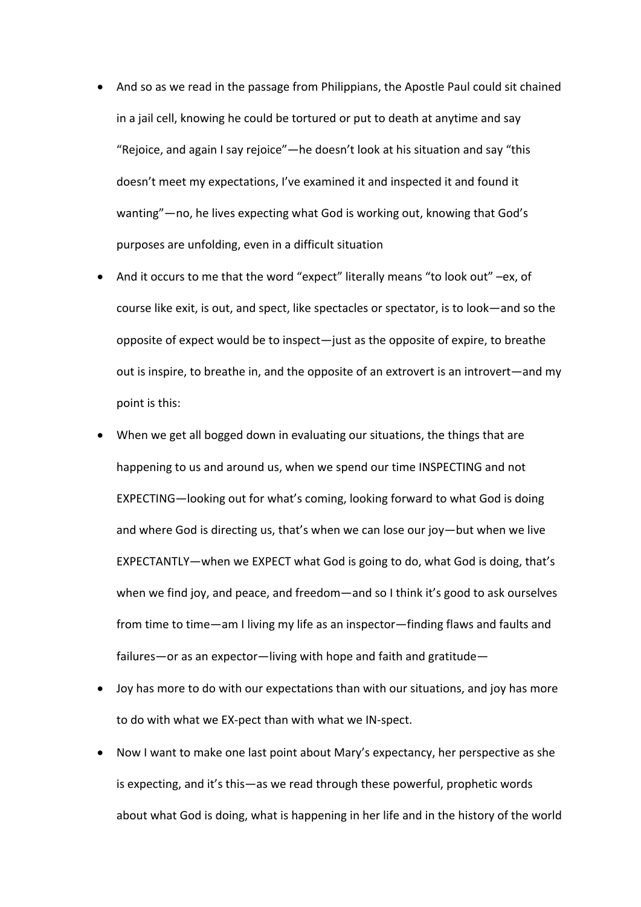- And so as we read in the passage from Philippians, the Apostle Paul could sit chained in a jail cell, knowing he could be tortured or put to death at anytime and say "Rejoice, and again I say rejoice"—he doesn't look at his situation and say "this doesn't meet my expectations, I've examined it and inspected it and found it wanting"—no, he lives expecting what God is working out, knowing that God's purposes are unfolding, even in a difficult situation
- And it occurs to me that the word "expect" literally means "to look out" –ex, of course like exit, is out, and spect, like spectacles or spectator, is to look—and so the opposite of expect would be to inspect—just as the opposite of expire, to breathe out is inspire, to breathe in, and the opposite of an extrovert is an introvert—and my point is this:
- When we get all bogged down in evaluating our situations, the things that are happening to us and around us, when we spend our time INSPECTING and not EXPECTING—looking out for what's coming, looking forward to what God is doing and where God is directing us, that's when we can lose our joy—but when we live EXPECTANTLY—when we EXPECT what God is going to do, what God is doing, that's when we find joy, and peace, and freedom—and so I think it's good to ask ourselves from time to time—am I living my life as an inspector—finding flaws and faults and failures—or as an expector—living with hope and faith and gratitude—
- Joy has more to do with our expectations than with our situations, and joy has more to do with what we EX-pect than with what we IN-spect.
- Now I want to make one last point about Mary's expectancy, her perspective as she is expecting, and it's this—as we read through these powerful, prophetic words about what God is doing, what is happening in her life and in the history of the world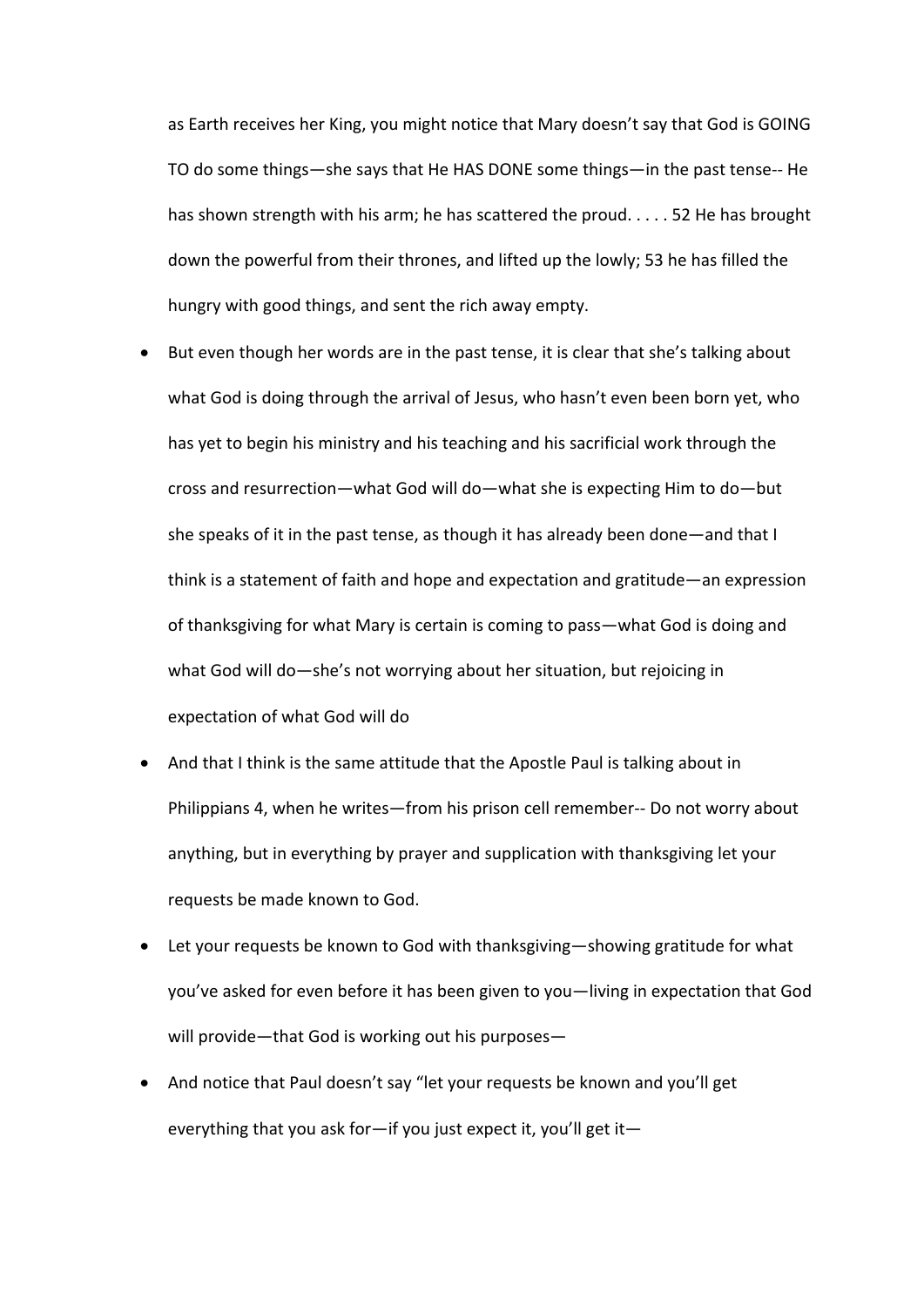as Earth receives her King, you might notice that Mary doesn't say that God is GOING TO do some things—she says that He HAS DONE some things—in the past tense-- He has shown strength with his arm; he has scattered the proud. . . . . 52 He has brought down the powerful from their thrones, and lifted up the lowly; 53 he has filled the hungry with good things, and sent the rich away empty.

- But even though her words are in the past tense, it is clear that she's talking about what God is doing through the arrival of Jesus, who hasn't even been born yet, who has yet to begin his ministry and his teaching and his sacrificial work through the cross and resurrection—what God will do—what she is expecting Him to do—but she speaks of it in the past tense, as though it has already been done—and that I think is a statement of faith and hope and expectation and gratitude—an expression of thanksgiving for what Mary is certain is coming to pass—what God is doing and what God will do—she's not worrying about her situation, but rejoicing in expectation of what God will do
- And that I think is the same attitude that the Apostle Paul is talking about in Philippians 4, when he writes—from his prison cell remember-- Do not worry about anything, but in everything by prayer and supplication with thanksgiving let your requests be made known to God.
- Let your requests be known to God with thanksgiving—showing gratitude for what you've asked for even before it has been given to you—living in expectation that God will provide—that God is working out his purposes—
- And notice that Paul doesn't say "let your requests be known and you'll get everything that you ask for—if you just expect it, you'll get it—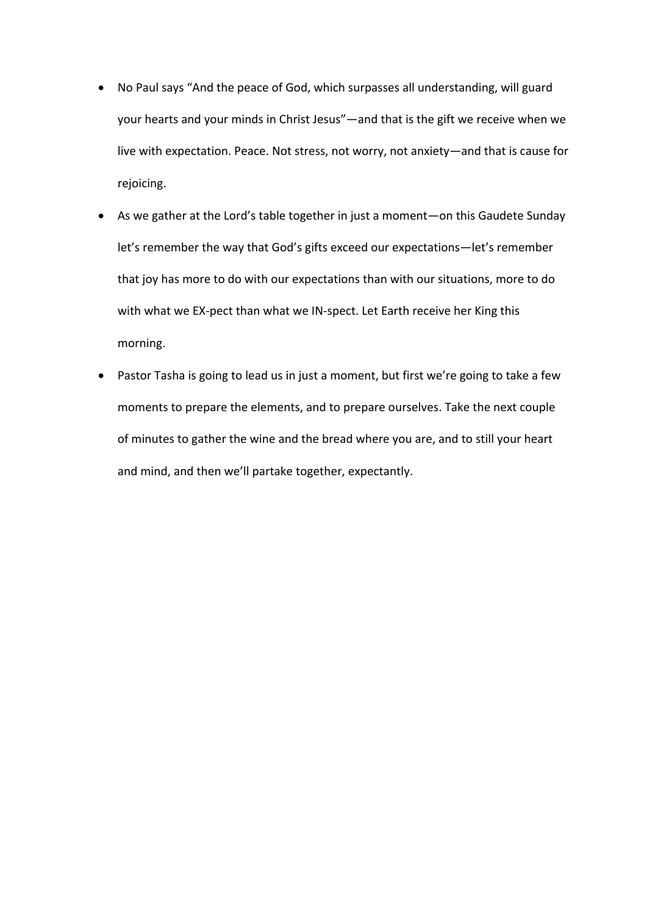- No Paul says "And the peace of God, which surpasses all understanding, will guard your hearts and your minds in Christ Jesus"—and that is the gift we receive when we live with expectation. Peace. Not stress, not worry, not anxiety—and that is cause for rejoicing.
- As we gather at the Lord's table together in just a moment—on this Gaudete Sunday let's remember the way that God's gifts exceed our expectations—let's remember that joy has more to do with our expectations than with our situations, more to do with what we EX-pect than what we IN-spect. Let Earth receive her King this morning.
- Pastor Tasha is going to lead us in just a moment, but first we're going to take a few moments to prepare the elements, and to prepare ourselves. Take the next couple of minutes to gather the wine and the bread where you are, and to still your heart and mind, and then we'll partake together, expectantly.